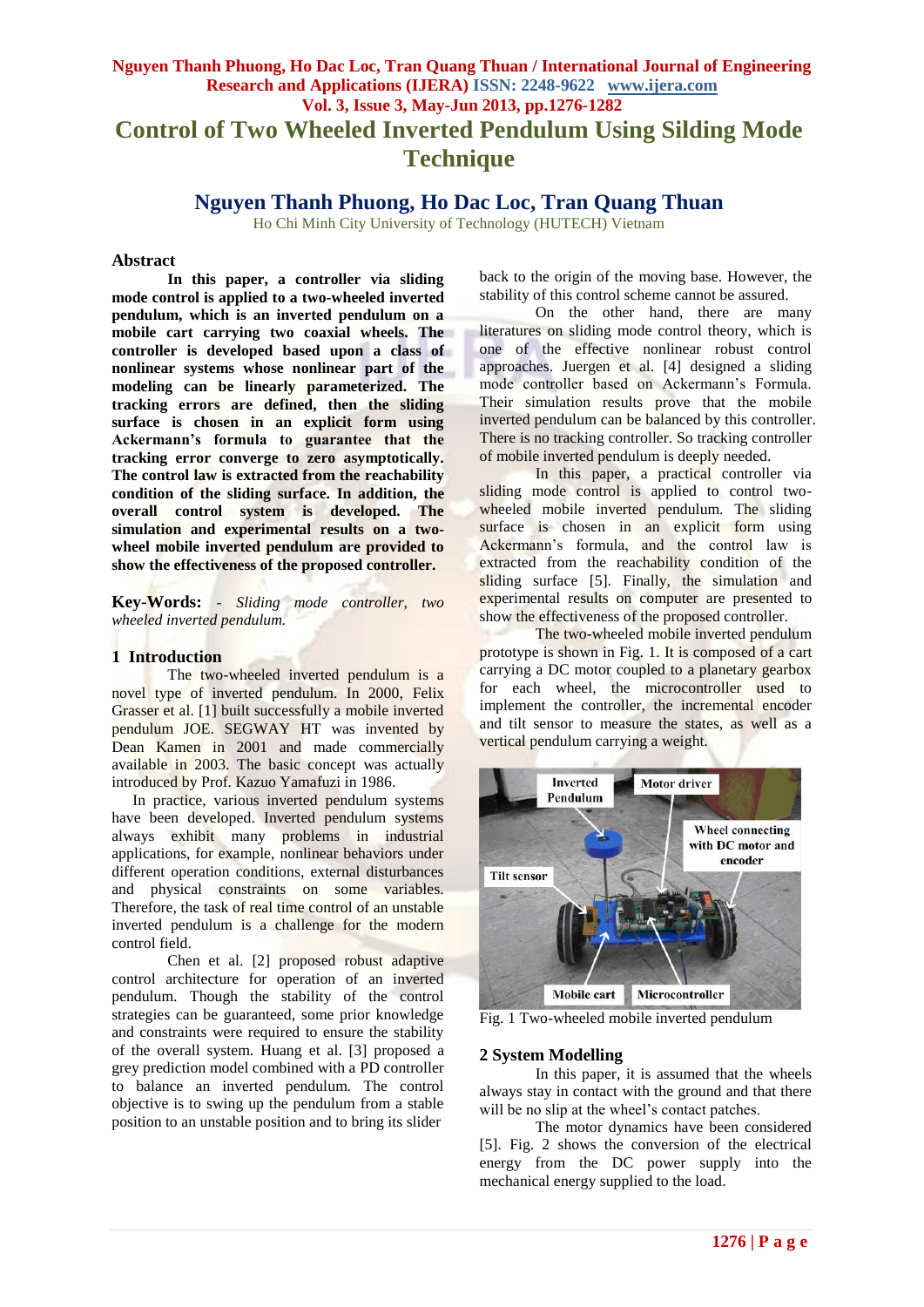# Control of Two Wheeled Inverted Pendulum Using Silding Mode Technique

## Nguyen Thanh Phuong, Ho Dac Loc, Tran Quang Thuan

Ho Chi Minh City University of Technology (HUTECH) Vietnam

## Abstract

**In this paper, a controller via sliding mode control is applied to a two-wheeled inverted pendulum, which is an inverted pendulum on a mobile cart carrying two coaxial wheels. The controller is developed based upon a class of nonlinear systems whose nonlinear part of the modeling can be linearly parameterized. The tracking errors are defined, then the sliding surface is chosen in an explicit form using Ackermann's formula to guarantee that the tracking error converge to zero asymptotically. The control law is extracted from the reachability condition of the sliding surface. In addition, the overall control system is developed. The simulation and experimental results on a two-wheel mobile inverted pendulum are provided to show the effectiveness of the proposed controller.**

**Key-Words:** - *Sliding mode controller, two wheeled inverted pendulum.*

## 1 Introduction

The two-wheeled inverted pendulum is a novel type of inverted pendulum. In 2000, Felix Grasser et al. [1] built successfully a mobile inverted pendulum JOE. SEGWAY HT was invented by Dean Kamen in 2001 and made commercially available in 2003. The basic concept was actually introduced by Prof. Kazuo Yamafuzi in 1986.

In practice, various inverted pendulum systems have been developed. Inverted pendulum systems always exhibit many problems in industrial applications, for example, nonlinear behaviors under different operation conditions, external disturbances and physical constraints on some variables. Therefore, the task of real time control of an unstable inverted pendulum is a challenge for the modern control field.

Chen et al. [2] proposed robust adaptive control architecture for operation of an inverted pendulum. Though the stability of the control strategies can be guaranteed, some prior knowledge and constraints were required to ensure the stability of the overall system. Huang et al. [3] proposed a grey prediction model combined with a PD controller to balance an inverted pendulum. The control objective is to swing up the pendulum from a stable position to an unstable position and to bring its slider back to the origin of the moving base. However, the stability of this control scheme cannot be assured.

On the other hand, there are many literatures on sliding mode control theory, which is one of the effective nonlinear robust control approaches. Juergen et al. [4] designed a sliding mode controller based on Ackermann's Formula. Their simulation results prove that the mobile inverted pendulum can be balanced by this controller. There is no tracking controller. So tracking controller of mobile inverted pendulum is deeply needed.

In this paper, a practical controller via sliding mode control is applied to control two-wheeled mobile inverted pendulum. The sliding surface is chosen in an explicit form using Ackermann's formula, and the control law is extracted from the reachability condition of the sliding surface [5]. Finally, the simulation and experimental results on computer are presented to show the effectiveness of the proposed controller.

The two-wheeled mobile inverted pendulum prototype is shown in Fig. 1. It is composed of a cart carrying a DC motor coupled to a planetary gearbox for each wheel, the microcontroller used to implement the controller, the incremental encoder and tilt sensor to measure the states, as well as a vertical pendulum carrying a weight.

Fig. 1 Two-wheeled mobile inverted pendulum

## 2 System Modelling

In this paper, it is assumed that the wheels always stay in contact with the ground and that there will be no slip at the wheel's contact patches.

The motor dynamics have been considered [5]. Fig. 2 shows the conversion of the electrical energy from the DC power supply into the mechanical energy supplied to the load.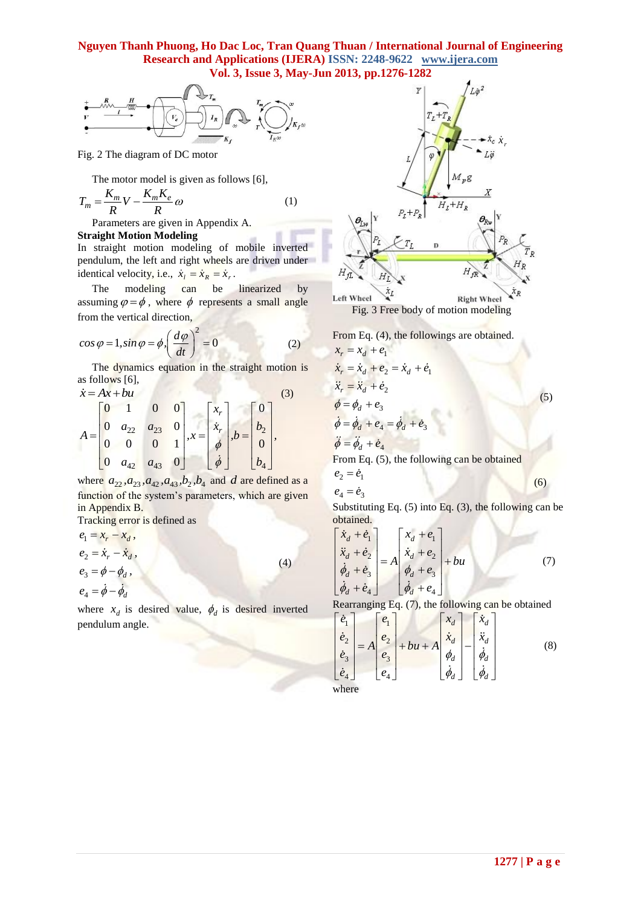Fig. 2 The diagram of DC motor

The motor model is given as follows [6],

$$T_m = \frac{K_m}{R}V - \frac{K_m K_e}{R}\omega \qquad (1)$$

Parameters are given in Appendix A.

**Straight Motion Modeling**

In straight motion modeling of mobile inverted pendulum, the left and right wheels are driven under identical velocity, i.e., $\dot{x}_l = \dot{x}_R = \dot{x}_r$.

The modeling can be linearized by assuming $\varphi = \phi$, where $\phi$ represents a small angle from the vertical direction,

$$\cos\varphi = 1, \sin\varphi = \phi, \left(\frac{d\varphi}{dt}\right)^2 = 0 \qquad (2)$$

The dynamics equation in the straight motion is as follows [6],

$$\dot{x} = Ax + bu \qquad (3)$$

$$A = \begin{bmatrix} 0 & 1 & 0 & 0 \\ 0 & a_{22} & a_{23} & 0 \\ 0 & 0 & 0 & 1 \\ 0 & a_{42} & a_{43} & 0 \end{bmatrix}, x = \begin{bmatrix} x_r \\ \dot{x}_r \\ \phi \\ \dot{\phi} \end{bmatrix}, b = \begin{bmatrix} 0 \\ b_2 \\ 0 \\ b_4 \end{bmatrix},$$

where $a_{22}, a_{23}, a_{42}, a_{43}, b_2, b_4$ and $d$ are defined as a function of the system's parameters, which are given in Appendix B.

Tracking error is defined as

$$\begin{aligned} e_1 &= x_r - x_d, \\ e_2 &= \dot{x}_r - \dot{x}_d, \\ e_3 &= \phi - \phi_d, \\ e_4 &= \dot{\phi} - \dot{\phi}_d \end{aligned} \qquad (4)$$

where $x_d$ is desired value, $\phi_d$ is desired inverted pendulum angle.

Fig. 3 Free body of motion modeling

From Eq. (4), the followings are obtained.

$$\begin{aligned} x_r &= x_d + e_1 \\ \dot{x}_r &= \dot{x}_d + e_2 = \dot{x}_d + \dot{e}_1 \\ \ddot{x}_r &= \ddot{x}_d + \dot{e}_2 \\ \phi &= \phi_d + e_3 \\ \dot{\phi} &= \dot{\phi}_d + e_4 = \dot{\phi}_d + \dot{e}_3 \\ \ddot{\phi} &= \ddot{\phi}_d + \dot{e}_4 \end{aligned} \qquad (5)$$

From Eq. (5), the following can be obtained

$$\begin{aligned} e_2 &= \dot{e}_1 \\ e_4 &= \dot{e}_3 \end{aligned} \qquad (6)$$

Substituting Eq. (5) into Eq. (3), the following can be obtained.

$$\begin{bmatrix} \dot{x}_d + \dot{e}_1 \\ \ddot{x}_d + \dot{e}_2 \\ \dot{\phi}_d + \dot{e}_3 \\ \ddot{\phi}_d + \dot{e}_4 \end{bmatrix} = A \begin{bmatrix} x_d + e_1 \\ \dot{x}_d + e_2 \\ \phi_d + e_3 \\ \dot{\phi}_d + e_4 \end{bmatrix} + bu \qquad (7)$$

Rearranging Eq. (7), the following can be obtained

$$\begin{bmatrix} \dot{e}_1 \\ \dot{e}_2 \\ \dot{e}_3 \\ \dot{e}_4 \end{bmatrix} = A \begin{bmatrix} e_1 \\ e_2 \\ e_3 \\ e_4 \end{bmatrix} + bu + A \begin{bmatrix} x_d \\ \dot{x}_d \\ \phi_d \\ \dot{\phi}_d \end{bmatrix} - \begin{bmatrix} \dot{x}_d \\ \ddot{x}_d \\ \dot{\phi}_d \\ \ddot{\phi}_d \end{bmatrix} \qquad (8)$$

where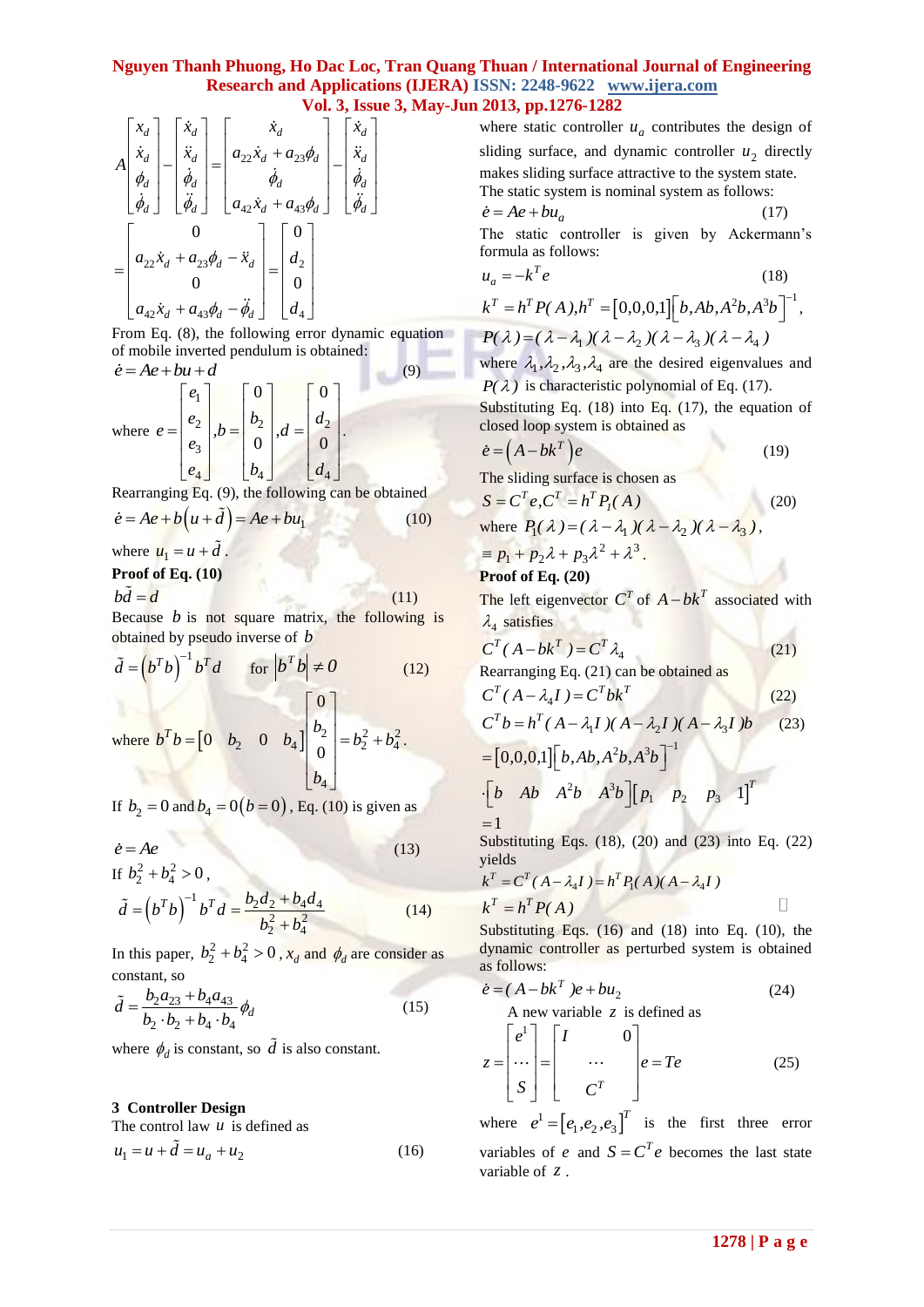$$A\begin{bmatrix} x_d \\ \dot{x}_d \\ \phi_d \\ \dot{\phi}_d \end{bmatrix} - \begin{bmatrix} \dot{x}_d \\ \ddot{x}_d \\ \dot{\phi}_d \\ \ddot{\phi}_d \end{bmatrix} = \begin{bmatrix} \dot{x}_d \\ a_{22}\dot{x}_d + a_{23}\phi_d \\ \dot{\phi}_d \\ a_{42}\dot{x}_d + a_{43}\phi_d \end{bmatrix} - \begin{bmatrix} \dot{x}_d \\ \ddot{x}_d \\ \dot{\phi}_d \\ \ddot{\phi}_d \end{bmatrix}$$

$$= \begin{bmatrix} 0 \\ a_{22}\dot{x}_d + a_{23}\phi_d - \ddot{x}_d \\ 0 \\ a_{42}\dot{x}_d + a_{43}\phi_d - \ddot{\phi}_d \end{bmatrix} = \begin{bmatrix} 0 \\ d_2 \\ 0 \\ d_4 \end{bmatrix}$$

From Eq. (8), the following error dynamic equation of mobile inverted pendulum is obtained:

$$\dot{e} = Ae + bu + d \tag{9}$$

where $e = \begin{bmatrix} e_1 \\ e_2 \\ e_3 \\ e_4 \end{bmatrix}, b = \begin{bmatrix} 0 \\ b_2 \\ 0 \\ b_4 \end{bmatrix}, d = \begin{bmatrix} 0 \\ d_2 \\ 0 \\ d_4 \end{bmatrix}$.

Rearranging Eq. (9), the following can be obtained

$$\dot{e} = Ae + b\left(u + \tilde{d}\right) = Ae + bu_1 \tag{10}$$

where $u_1 = u + \tilde{d}$.

**Proof of Eq. (10)**

$$b\tilde{d} = d \tag{11}$$

Because $b$ is not square matrix, the following is obtained by pseudo inverse of $b$

$$\tilde{d} = \left(b^T b\right)^{-1} b^T d \quad \text{for } \left|b^T b\right| \neq 0 \tag{12}$$

where $b^T b = \begin{bmatrix} 0 & b_2 & 0 & b_4 \end{bmatrix} \begin{bmatrix} 0 \\ b_2 \\ 0 \\ b_4 \end{bmatrix} = b_2^2 + b_4^2$.

If $b_2 = 0$ and $b_4 = 0\left(b = 0\right)$, Eq. (10) is given as

$$\dot{e} = Ae \tag{13}$$

If $b_2^2 + b_4^2 > 0$,

$$\tilde{d} = \left(b^T b\right)^{-1} b^T d = \frac{b_2 d_2 + b_4 d_4}{b_2^2 + b_4^2} \tag{14}$$

In this paper, $b_2^2 + b_4^2 > 0$, $x_d$ and $\phi_d$ are consider as constant, so

$$\tilde{d} = \frac{b_2 a_{23} + b_4 a_{43}}{b_2 \cdot b_2 + b_4 \cdot b_4} \phi_d \tag{15}$$

where $\phi_d$ is constant, so $\tilde{d}$ is also constant.

## 3 Controller Design

The control law $u$ is defined as

$$u_1 = u + \tilde{d} = u_a + u_2 \tag{16}$$

where static controller $u_a$ contributes the design of sliding surface, and dynamic controller $u_2$ directly makes sliding surface attractive to the system state. The static system is nominal system as follows:

$$\dot{e} = Ae + bu_a \tag{17}$$

The static controller is given by Ackermann's formula as follows:

$$u_a = -k^T e \tag{18}$$

$$k^T = h^T P(A), h^T = [0,0,0,1]\left[b, Ab, A^2 b, A^3 b\right]^{-1},$$

$$P(\lambda) = (\lambda - \lambda_1)(\lambda - \lambda_2)(\lambda - \lambda_3)(\lambda - \lambda_4)$$

where $\lambda_1, \lambda_2, \lambda_3, \lambda_4$ are the desired eigenvalues and $P(\lambda)$ is characteristic polynomial of Eq. (17).

Substituting Eq. (18) into Eq. (17), the equation of closed loop system is obtained as

$$\dot{e} = \left(A - bk^T\right)e \tag{19}$$

The sliding surface is chosen as

$$S = C^T e, C^T = h^T P_1(A) \tag{20}$$

where $P_1(\lambda) = (\lambda - \lambda_1)(\lambda - \lambda_2)(\lambda - \lambda_3)$,

$\equiv p_1 + p_2\lambda + p_3\lambda^2 + \lambda^3$.

**Proof of Eq. (20)**

The left eigenvector $C^T$ of $A - bk^T$ associated with $\lambda_4$ satisfies

$$C^T(A - bk^T) = C^T \lambda_4 \tag{21}$$

Rearranging Eq. (21) can be obtained as

$$C^T(A - \lambda_4 I) = C^T bk^T \tag{22}$$

$$C^T b = h^T(A - \lambda_1 I)(A - \lambda_2 I)(A - \lambda_3 I)b \tag{23}$$

$$= [0,0,0,1]\left[b, Ab, A^2 b, A^3 b\right]^{-1}$$

$$\cdot\left[b \quad Ab \quad A^2 b \quad A^3 b\right]\left[p_1 \quad p_2 \quad p_3 \quad 1\right]^T$$

$$= 1$$

Substituting Eqs. (18), (20) and (23) into Eq. (22) yields

$$k^T = C^T(A - \lambda_4 I) = h^T P_1(A)(A - \lambda_4 I)$$

$$k^T = h^T P(A)$$

Substituting Eqs. (16) and (18) into Eq. (10), the dynamic controller as perturbed system is obtained as follows:

$$\dot{e} = (A - bk^T)e + bu_2 \tag{24}$$

A new variable $z$ is defined as

$$z = \begin{bmatrix} e^1 \\ \cdots \\ S \end{bmatrix} = \begin{bmatrix} I & & 0 \\ & \cdots & \\ & C^T & \end{bmatrix} e = Te \tag{25}$$

where $e^1 = \left[e_1, e_2, e_3\right]^T$ is the first three error variables of $e$ and $S = C^T e$ becomes the last state variable of $z$.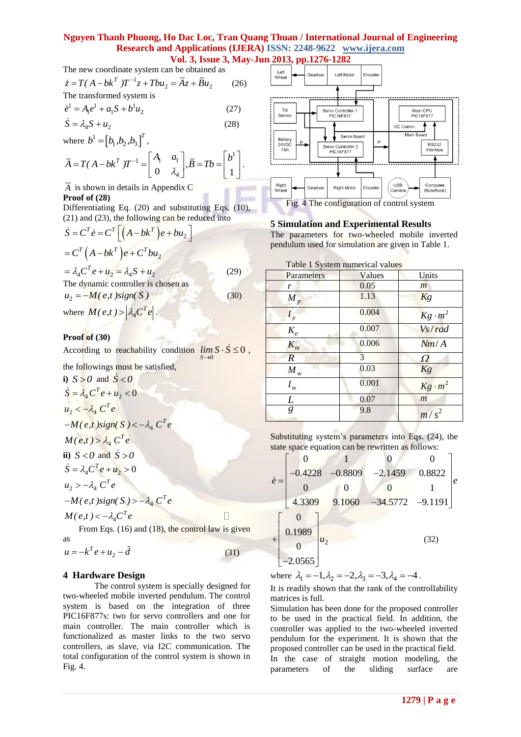The new coordinate system can be obtained as

$$\dot{z} = T(A - bk^T)T^{-1}z + Tbu_2 = \bar{A}z + \bar{B}u_2 \qquad (26)$$

The transformed system is

$$\dot{e}^1 = A_1 e^1 + a_1 S + b^1 u_2 \qquad (27)$$

$$\dot{S} = \lambda_4 S + u_2 \qquad (28)$$

where $b^1 = [b_1, b_2, b_3]^T$,

$$\bar{A} = T(A - bk^T)T^{-1} = \begin{bmatrix} A_1 & a_1 \\ 0 & \lambda_4 \end{bmatrix}, \bar{B} = Tb = \begin{bmatrix} b^1 \\ 1 \end{bmatrix}.$$

$\bar{A}$ is shown in details in Appendix C

**Proof of (28)**

Differentiating Eq. (20) and substituting Eqs. (10), (21) and (23), the following can be reduced into

$$\dot{S} = C^T\dot{e} = C^T\left[\left(A - bk^T\right)e + bu_2\right]$$

$$= C^T\left(A - bk^T\right)e + C^T bu_2$$

$$= \lambda_4 C^T e + u_2 = \lambda_4 S + u_2 \qquad (29)$$

The dynamic controller is chosen as

$$u_2 = -M(e,t)sign(S) \qquad (30)$$

where $M(e,t) > |\lambda_4 C^T e|$.

**Proof of (30)**

According to reachability condition $\lim_{S\to 0} S\cdot\dot{S} \le 0$, the followings must be satisfied,

**i)** $S > 0$ and $\dot{S} < 0$

$\dot{S} = \lambda_4 C^T e + u_2 < 0$

$u_2 < -\lambda_4 C^T e$

$-M(e,t)sign(S) < -\lambda_4 C^T e$

$M(e,t) > \lambda_4 C^T e$

**ii)** $S < 0$ and $\dot{S} > 0$

$\dot{S} = \lambda_4 C^T e + u_2 > 0$

$u_2 > -\lambda_4 C^T e$

$-M(e,t)sign(S) > -\lambda_4 C^T e$

$M(e,t) < -\lambda_4 C^T e$ □

From Eqs. (16) and (18), the control law is given as

$$u = -k^T e + u_2 - \tilde{d} \qquad (31)$$

## 4 Hardware Design

The control system is specially designed for two-wheeled mobile inverted pendulum. The control system is based on the integration of three PIC16F877s: two for servo controllers and one for main controller. The main controller which is functionalized as master links to the two servo controllers, as slave, via I2C communication. The total configuration of the control system is shown in Fig. 4.

Fig. 4 The configuration of control system

## 5 Simulation and Experimental Results

The parameters for two-wheeled mobile inverted pendulum used for simulation are given in Table 1.

Table 1 System numerical values

| Parameters | Values | Units |
|---|---|---|
| $r$ | 0.05 | $m$ |
| $M_p$ | 1.13 | $Kg$ |
| $I_p$ | 0.004 | $Kg\cdot m^2$ |
| $K_e$ | 0.007 | $Vs/rad$ |
| $K_m$ | 0.006 | $Nm/A$ |
| $R$ | 3 | $\Omega$ |
| $M_w$ | 0.03 | $Kg$ |
| $I_w$ | 0.001 | $Kg\cdot m^2$ |
| $L$ | 0.07 | $m$ |
| $g$ | 9.8 | $m/s^2$ |

Substituting system's parameters into Eqs. (24), the state space equation can be rewritten as follows:

$$\dot{e} = \begin{bmatrix} 0 & 1 & 0 & 0 \\ -0.4228 & -0.8809 & -2.1459 & 0.8822 \\ 0 & 0 & 0 & 1 \\ 4.3309 & 9.1060 & -34.5772 & -9.1191 \end{bmatrix} e + \begin{bmatrix} 0 \\ 0.1989 \\ 0 \\ -2.0565 \end{bmatrix} u_2 \qquad (32)$$

where $\lambda_1 = -1, \lambda_2 = -2, \lambda_3 = -3, \lambda_4 = -4$.

It is readily shown that the rank of the controllability matrices is full.

Simulation has been done for the proposed controller to be used in the practical field. In addition, the controller was applied to the two-wheeled inverted pendulum for the experiment. It is shown that the proposed controller can be used in the practical field. In the case of straight motion modeling, the parameters of the sliding surface are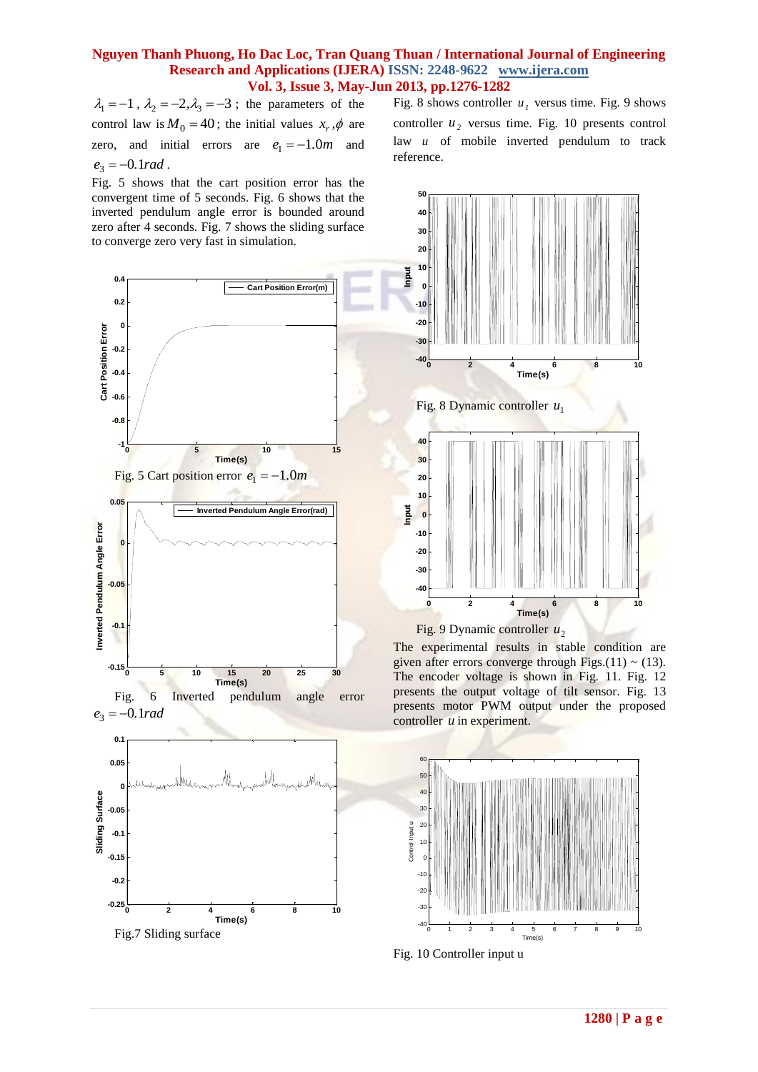$\lambda_1 = -1$, $\lambda_2 = -2, \lambda_3 = -3$; the parameters of the control law is $M_0 = 40$; the initial values $x_r, \phi$ are zero, and initial errors are $e_1 = -1.0m$ and $e_3 = -0.1rad$.

Fig. 5 shows that the cart position error has the convergent time of 5 seconds. Fig. 6 shows that the inverted pendulum angle error is bounded around zero after 4 seconds. Fig. 7 shows the sliding surface to converge zero very fast in simulation.

Fig. 5 Cart position error $e_1 = -1.0m$

Fig. 6 Inverted pendulum angle error $e_3 = -0.1rad$

Fig.7 Sliding surface

Fig. 8 shows controller $u_1$ versus time. Fig. 9 shows controller $u_2$ versus time. Fig. 10 presents control law $u$ of mobile inverted pendulum to track reference.

Fig. 8 Dynamic controller $u_1$

Fig. 9 Dynamic controller $u_2$

The experimental results in stable condition are given after errors converge through Figs.(11) ~ (13). The encoder voltage is shown in Fig. 11. Fig. 12 presents the output voltage of tilt sensor. Fig. 13 presents motor PWM output under the proposed controller $u$ in experiment.

Fig. 10 Controller input u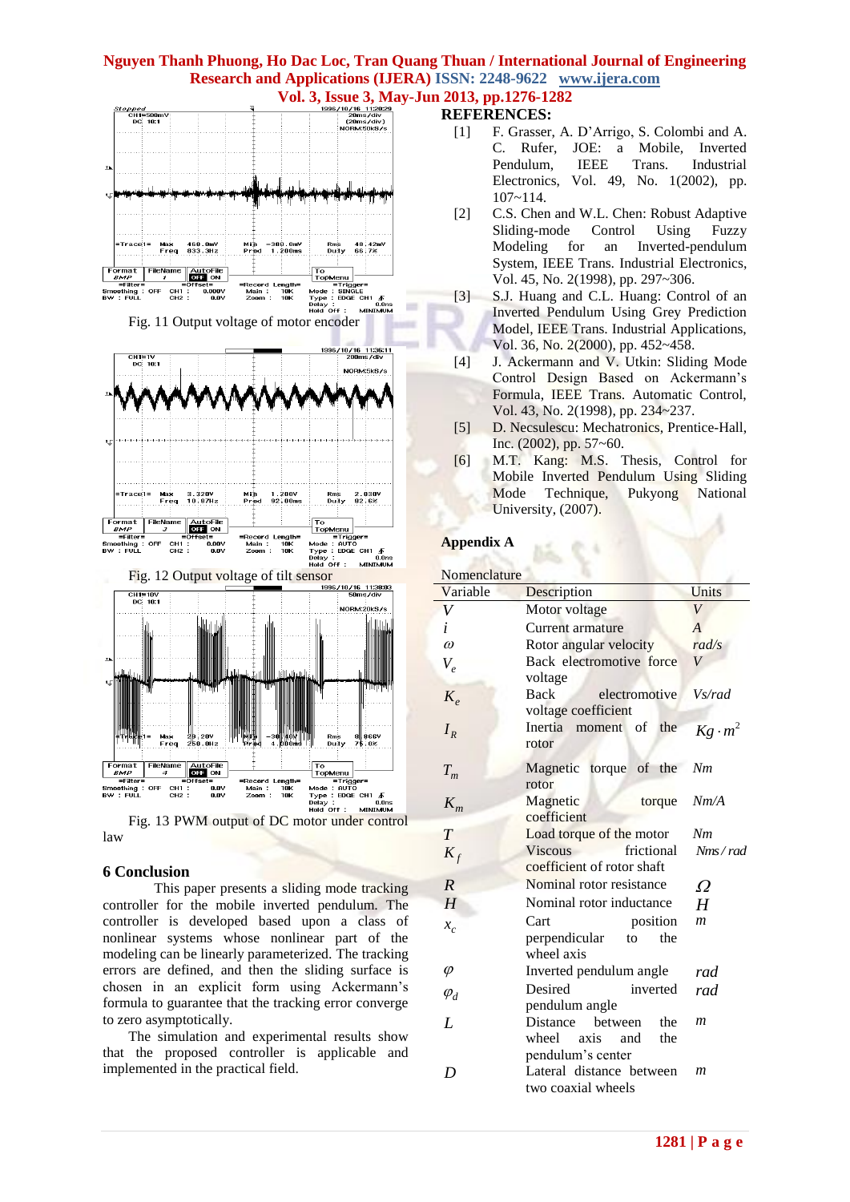Fig. 11 Output voltage of motor encoder

Fig. 12 Output voltage of tilt sensor

Fig. 13 PWM output of DC motor under control law

## 6 Conclusion

This paper presents a sliding mode tracking controller for the mobile inverted pendulum. The controller is developed based upon a class of nonlinear systems whose nonlinear part of the modeling can be linearly parameterized. The tracking errors are defined, and then the sliding surface is chosen in an explicit form using Ackermann's formula to guarantee that the tracking error converge to zero asymptotically.

The simulation and experimental results show that the proposed controller is applicable and implemented in the practical field.

## REFERENCES:

[1] F. Grasser, A. D'Arrigo, S. Colombi and A. C. Rufer, JOE: a Mobile, Inverted Pendulum, IEEE Trans. Industrial Electronics, Vol. 49, No. 1(2002), pp. 107~114.

[2] C.S. Chen and W.L. Chen: Robust Adaptive Sliding-mode Control Using Fuzzy Modeling for an Inverted-pendulum System, IEEE Trans. Industrial Electronics, Vol. 45, No. 2(1998), pp. 297~306.

[3] S.J. Huang and C.L. Huang: Control of an Inverted Pendulum Using Grey Prediction Model, IEEE Trans. Industrial Applications, Vol. 36, No. 2(2000), pp. 452~458.

[4] J. Ackermann and V. Utkin: Sliding Mode Control Design Based on Ackermann's Formula, IEEE Trans. Automatic Control, Vol. 43, No. 2(1998), pp. 234~237.

[5] D. Necsulescu: Mechatronics, Prentice-Hall, Inc. (2002), pp. 57~60.

[6] M.T. Kang: M.S. Thesis, Control for Mobile Inverted Pendulum Using Sliding Mode Technique, Pukyong National University, (2007).

## Appendix A

Nomenclature

| Variable | Description | Units |
|---|---|---|
| $V$ | Motor voltage | $V$ |
| $i$ | Current armature | $A$ |
| $\omega$ | Rotor angular velocity | $rad/s$ |
| $V_e$ | Back electromotive force voltage | $V$ |
| $K_e$ | Back electromotive voltage coefficient | $Vs/rad$ |
| $I_R$ | Inertia moment of the rotor | $Kg \cdot m^2$ |
| $T_m$ | Magnetic torque of the rotor | $Nm$ |
| $K_m$ | Magnetic torque coefficient | $Nm/A$ |
| $T$ | Load torque of the motor | $Nm$ |
| $K_f$ | Viscous frictional coefficient of rotor shaft | $Nms/rad$ |
| $R$ | Nominal rotor resistance | $\Omega$ |
| $H$ | Nominal rotor inductance | $H$ |
| $x_c$ | Cart position perpendicular to the wheel axis | $m$ |
| $\varphi$ | Inverted pendulum angle | $rad$ |
| $\varphi_d$ | Desired inverted pendulum angle | $rad$ |
| $L$ | Distance between the wheel axis and the pendulum's center | $m$ |
| $D$ | Lateral distance between two coaxial wheels | $m$ |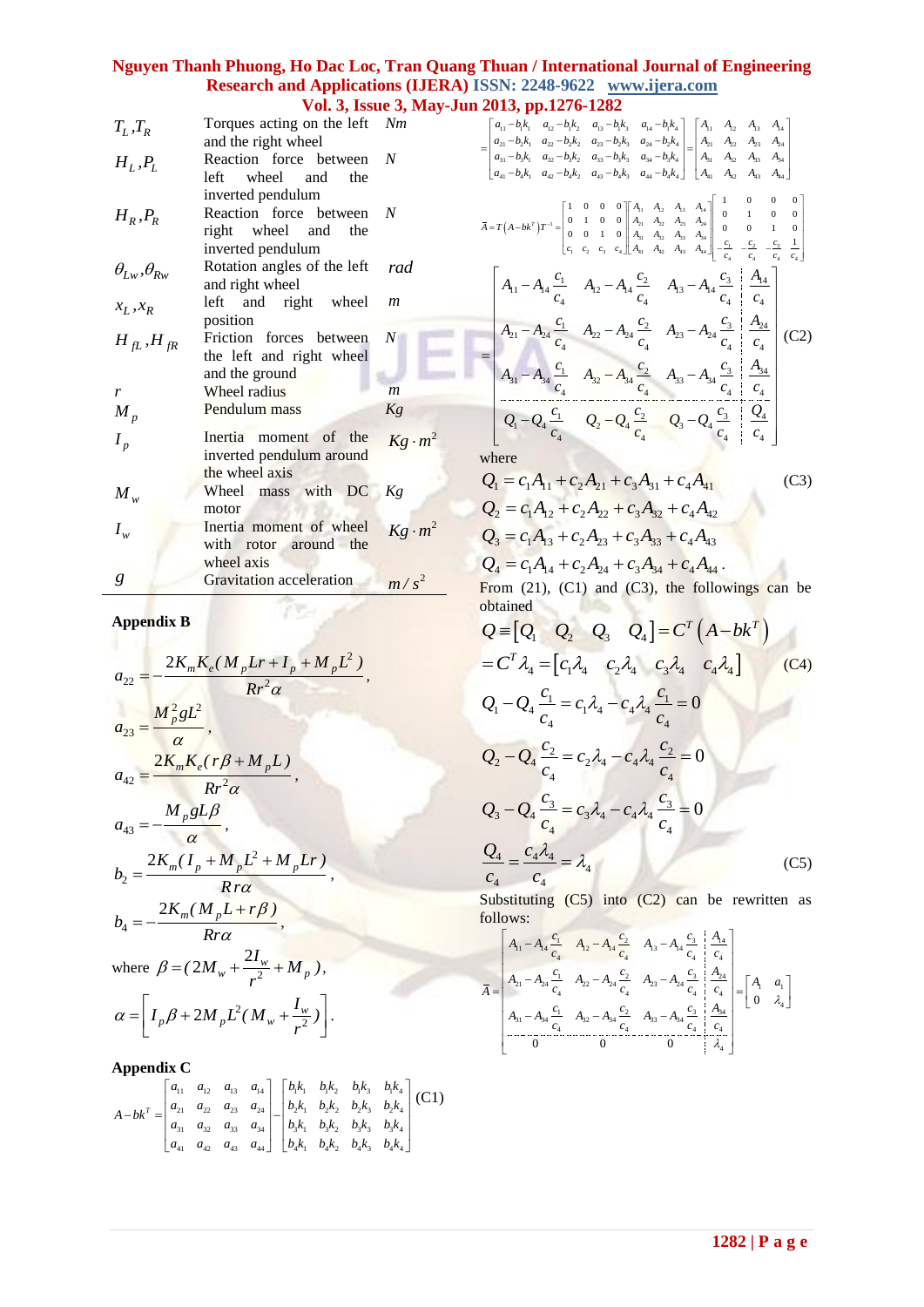| | | |
|---|---|---|
| $T_L, T_R$ | Torques acting on the left and the right wheel | $Nm$ |
| $H_L, P_L$ | Reaction force between left wheel and the inverted pendulum | $N$ |
| $H_R, P_R$ | Reaction force between right wheel and the inverted pendulum | $N$ |
| $\theta_{Lw}, \theta_{Rw}$ | Rotation angles of the left and right wheel | $rad$ |
| $x_L, x_R$ | left and right wheel position | $m$ |
| $H_{fL}, H_{fR}$ | Friction forces between the left and right wheel and the ground | $N$ |
| $r$ | Wheel radius | $m$ |
| $M_p$ | Pendulum mass | $Kg$ |
| $I_p$ | Inertia moment of the inverted pendulum around the wheel axis | $Kg \cdot m^2$ |
| $M_w$ | Wheel mass with DC motor | $Kg$ |
| $I_w$ | Inertia moment of wheel with rotor around the wheel axis | $Kg \cdot m^2$ |
| $g$ | Gravitation acceleration | $m/s^2$ |

**Appendix B**

$$a_{22} = -\frac{2K_m K_e (M_p L r + I_p + M_p L^2)}{R r^2 \alpha},$$

$$a_{23} = \frac{M_p^2 g L^2}{\alpha},$$

$$a_{42} = \frac{2K_m K_e (r\beta + M_p L)}{R r^2 \alpha},$$

$$a_{43} = -\frac{M_p g L \beta}{\alpha},$$

$$b_2 = \frac{2K_m (I_p + M_p L^2 + M_p L r)}{R r \alpha},$$

$$b_4 = -\frac{2K_m (M_p L + r\beta)}{R r \alpha},$$

where $\beta = (2M_w + \frac{2I_w}{r^2} + M_p)$,

$$\alpha = \left[ I_p \beta + 2M_p L^2 (M_w + \frac{I_w}{r^2}) \right].$$

**Appendix C**

$$A - bk^T = \begin{bmatrix} a_{11} & a_{12} & a_{13} & a_{14} \\ a_{21} & a_{22} & a_{23} & a_{24} \\ a_{31} & a_{32} & a_{33} & a_{34} \\ a_{41} & a_{42} & a_{43} & a_{44} \end{bmatrix} - \begin{bmatrix} b_1k_1 & b_1k_2 & b_1k_3 & b_1k_4 \\ b_2k_1 & b_2k_2 & b_2k_3 & b_2k_4 \\ b_3k_1 & b_3k_2 & b_3k_3 & b_3k_4 \\ b_4k_1 & b_4k_2 & b_4k_3 & b_4k_4 \end{bmatrix} \quad \text{(C1)}$$

$$= \begin{bmatrix} a_{11}-b_1k_1 & a_{12}-b_1k_2 & a_{13}-b_1k_3 & a_{14}-b_1k_4 \\ a_{21}-b_2k_1 & a_{22}-b_2k_2 & a_{23}-b_2k_3 & a_{24}-b_2k_4 \\ a_{31}-b_3k_1 & a_{32}-b_3k_2 & a_{33}-b_3k_3 & a_{34}-b_3k_4 \\ a_{41}-b_4k_1 & a_{42}-b_4k_2 & a_{43}-b_4k_3 & a_{44}-b_4k_4 \end{bmatrix} = \begin{bmatrix} A_{11} & A_{12} & A_{13} & A_{14} \\ A_{21} & A_{22} & A_{23} & A_{24} \\ A_{31} & A_{32} & A_{33} & A_{34} \\ A_{41} & A_{42} & A_{43} & A_{44} \end{bmatrix}$$

$$\bar{A} = T\left(A - bk^T\right)T^{-1} = \begin{bmatrix} 1 & 0 & 0 & 0 \\ 0 & 1 & 0 & 0 \\ 0 & 0 & 1 & 0 \\ c_1 & c_2 & c_3 & c_4 \end{bmatrix} \begin{bmatrix} A_{11} & A_{12} & A_{13} & A_{14} \\ A_{21} & A_{22} & A_{23} & A_{24} \\ A_{31} & A_{32} & A_{33} & A_{34} \\ A_{41} & A_{42} & A_{43} & A_{44} \end{bmatrix} \begin{bmatrix} 1 & 0 & 0 & 0 \\ 0 & 1 & 0 & 0 \\ 0 & 0 & 1 & 0 \\ -\frac{c_1}{c_4} & -\frac{c_2}{c_4} & -\frac{c_3}{c_4} & \frac{1}{c_4} \end{bmatrix}$$

$$= \left[ \begin{array}{ccc|c} A_{11} - A_{14}\frac{c_1}{c_4} & A_{12} - A_{14}\frac{c_2}{c_4} & A_{13} - A_{14}\frac{c_3}{c_4} & \frac{A_{14}}{c_4} \\ A_{21} - A_{24}\frac{c_1}{c_4} & A_{22} - A_{24}\frac{c_2}{c_4} & A_{23} - A_{24}\frac{c_3}{c_4} & \frac{A_{24}}{c_4} \\ A_{31} - A_{34}\frac{c_1}{c_4} & A_{32} - A_{34}\frac{c_2}{c_4} & A_{33} - A_{34}\frac{c_3}{c_4} & \frac{A_{34}}{c_4} \\ \hline Q_1 - Q_4\frac{c_1}{c_4} & Q_2 - Q_4\frac{c_2}{c_4} & Q_3 - Q_4\frac{c_3}{c_4} & \frac{Q_4}{c_4} \end{array} \right] \quad \text{(C2)}$$

where

$$Q_1 = c_1A_{11} + c_2A_{21} + c_3A_{31} + c_4A_{41} \quad \text{(C3)}$$
$$Q_2 = c_1A_{12} + c_2A_{22} + c_3A_{32} + c_4A_{42}$$
$$Q_3 = c_1A_{13} + c_2A_{23} + c_3A_{33} + c_4A_{43}$$
$$Q_4 = c_1A_{14} + c_2A_{24} + c_3A_{34} + c_4A_{44}.$$

From (21), (C1) and (C3), the followings can be obtained

$$Q \equiv \begin{bmatrix} Q_1 & Q_2 & Q_3 & Q_4 \end{bmatrix} = C^T\left(A - bk^T\right)$$
$$= C^T\lambda_4 = \begin{bmatrix} c_1\lambda_4 & c_2\lambda_4 & c_3\lambda_4 & c_4\lambda_4 \end{bmatrix} \quad \text{(C4)}$$

$$Q_1 - Q_4\frac{c_1}{c_4} = c_1\lambda_4 - c_4\lambda_4\frac{c_1}{c_4} = 0$$

$$Q_2 - Q_4\frac{c_2}{c_4} = c_2\lambda_4 - c_4\lambda_4\frac{c_2}{c_4} = 0$$

$$Q_3 - Q_4\frac{c_3}{c_4} = c_3\lambda_4 - c_4\lambda_4\frac{c_3}{c_4} = 0$$

$$\frac{Q_4}{c_4} = \frac{c_4\lambda_4}{c_4} = \lambda_4 \quad \text{(C5)}$$

Substituting (C5) into (C2) can be rewritten as follows:

$$\bar{A} = \left[ \begin{array}{ccc|c} A_{11} - A_{14}\frac{c_1}{c_4} & A_{12} - A_{14}\frac{c_2}{c_4} & A_{13} - A_{14}\frac{c_3}{c_4} & \frac{A_{14}}{c_4} \\ A_{21} - A_{24}\frac{c_1}{c_4} & A_{22} - A_{24}\frac{c_2}{c_4} & A_{23} - A_{24}\frac{c_3}{c_4} & \frac{A_{24}}{c_4} \\ A_{31} - A_{34}\frac{c_1}{c_4} & A_{32} - A_{34}\frac{c_2}{c_4} & A_{33} - A_{34}\frac{c_3}{c_4} & \frac{A_{34}}{c_4} \\ \hline 0 & 0 & 0 & \lambda_4 \end{array} \right] = \begin{bmatrix} \bar{A}_1 & a_1 \\ 0 & \lambda_4 \end{bmatrix}$$